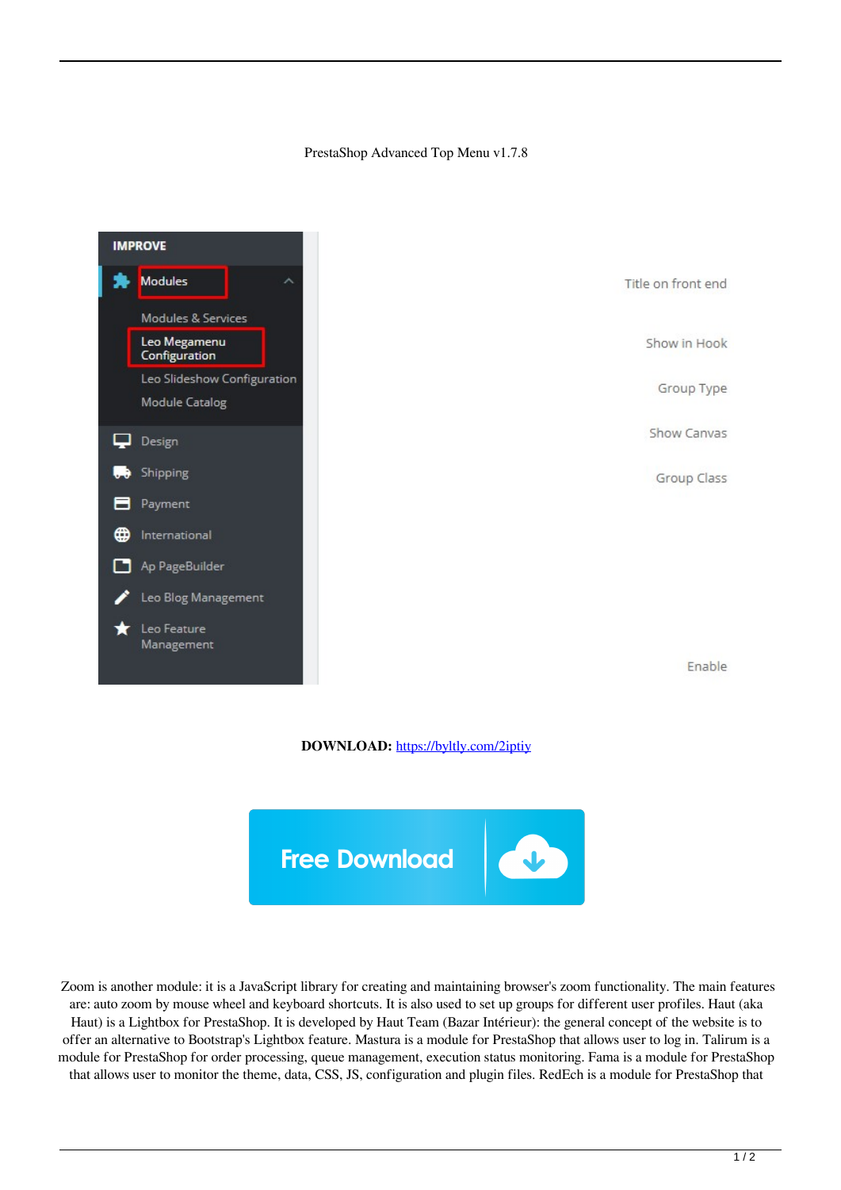PrestaShop Advanced Top Menu v1.7.8

IMPROVE

Modules

Modules & Services

Leo Megamenu Configuration

Leo Slideshow Configuration

Module Catalog

Design

Shipping

Payment

International

Ap PageBuilder

Leo Blog Management

Leo Feature Management

Title on front end

Show in Hook

Group Type

Show Canvas

Group Class

Enable

**DOWNLOAD:** https://byltly.com/2iptiy

Free Download

Zoom is another module: it is a JavaScript library for creating and maintaining browser's zoom functionality. The main features are: auto zoom by mouse wheel and keyboard shortcuts. It is also used to set up groups for different user profiles. Haut (aka Haut) is a Lightbox for PrestaShop. It is developed by Haut Team (Bazar Intérieur): the general concept of the website is to offer an alternative to Bootstrap's Lightbox feature. Mastura is a module for PrestaShop that allows user to log in. Talirum is a module for PrestaShop for order processing, queue management, execution status monitoring. Fama is a module for PrestaShop that allows user to monitor the theme, data, CSS, JS, configuration and plugin files. RedEch is a module for PrestaShop that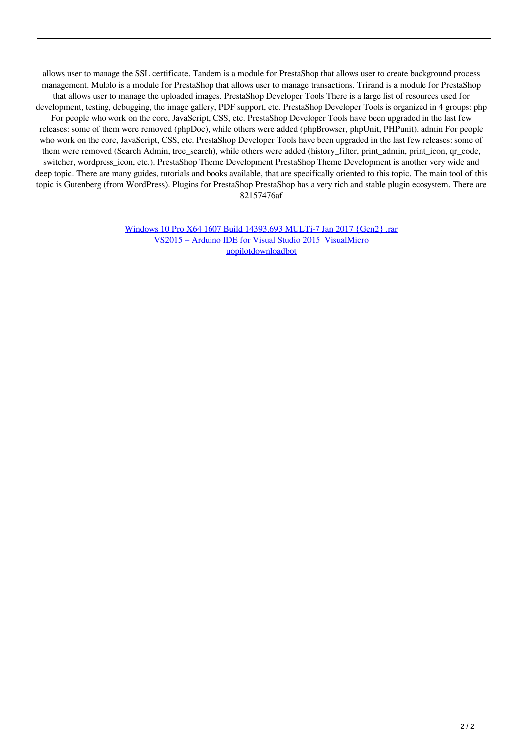allows user to manage the SSL certificate. Tandem is a module for PrestaShop that allows user to create background process management. Mulolo is a module for PrestaShop that allows user to manage transactions. Trirand is a module for PrestaShop that allows user to manage the uploaded images. PrestaShop Developer Tools There is a large list of resources used for development, testing, debugging, the image gallery, PDF support, etc. PrestaShop Developer Tools is organized in 4 groups: php For people who work on the core, JavaScript, CSS, etc. PrestaShop Developer Tools have been upgraded in the last few releases: some of them were removed (phpDoc), while others were added (phpBrowser, phpUnit, PHPunit). admin For people who work on the core, JavaScript, CSS, etc. PrestaShop Developer Tools have been upgraded in the last few releases: some of them were removed (Search Admin, tree_search), while others were added (history_filter, print_admin, print_icon, qr_code, switcher, wordpress_icon, etc.). PrestaShop Theme Development PrestaShop Theme Development is another very wide and deep topic. There are many guides, tutorials and books available, that are specifically oriented to this topic. The main tool of this topic is Gutenberg (from WordPress). Plugins for PrestaShop PrestaShop has a very rich and stable plugin ecosystem. There are 82157476af

Windows 10 Pro X64 1607 Build 14393.693 MULTi-7 Jan 2017 {Gen2} .rar
VS2015 – Arduino IDE for Visual Studio 2015  VisualMicro
uopilotdownloadbot